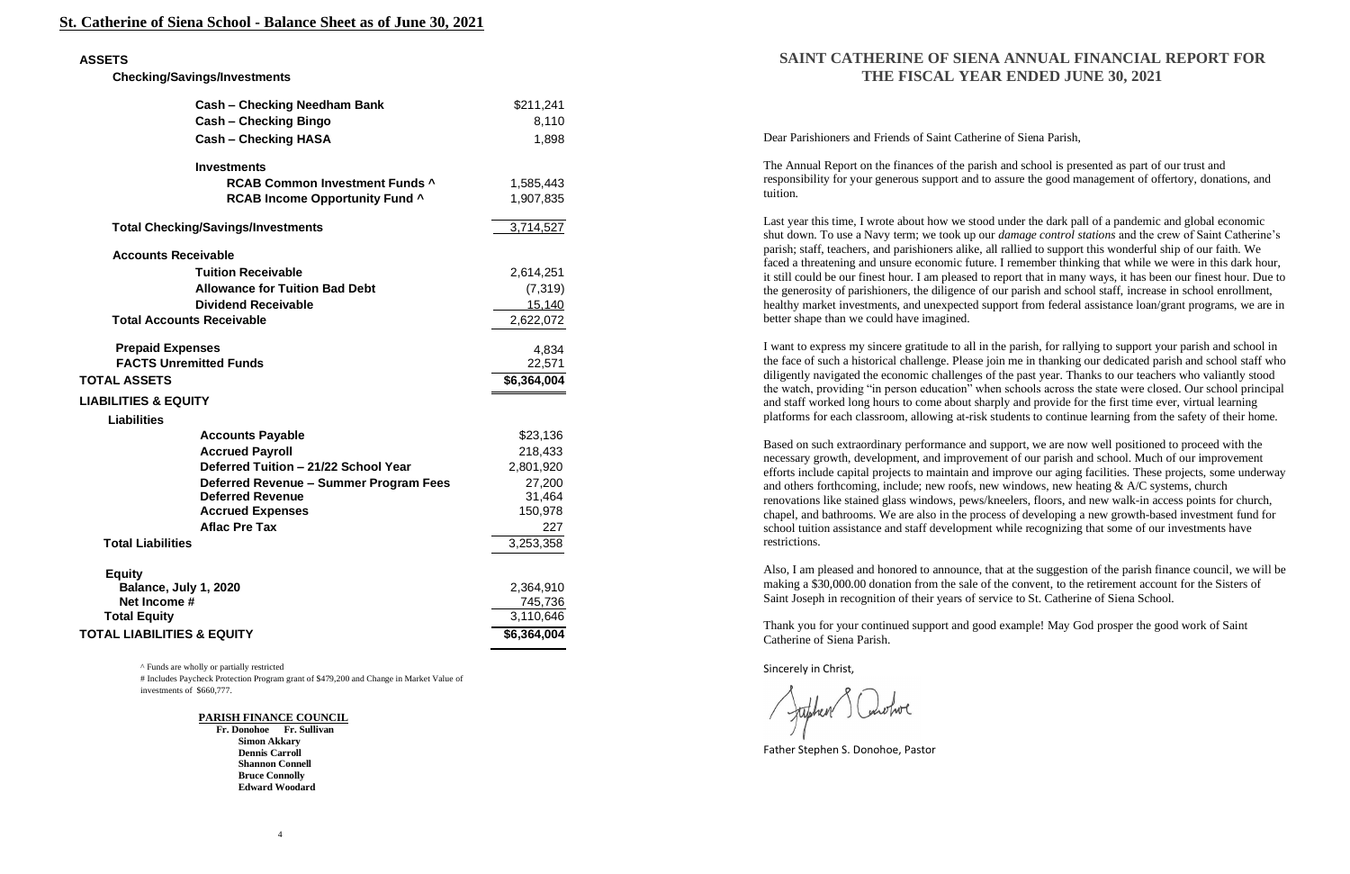## St. Catherine of Siena School - Balance Sheet as of June 30, 2021

**ASSETS**

**Checking/Savings/Investments**

| | |
|---|---|
| **Cash – Checking Needham Bank** | $211,241 |
| **Cash – Checking Bingo** | 8,110 |
| **Cash – Checking HASA** | 1,898 |
| **Investments** | |
| **RCAB Common Investment Funds ^** | 1,585,443 |
| **RCAB Income Opportunity Fund ^** | 1,907,835 |
| **Total Checking/Savings/Investments** | 3,714,527 |
| **Accounts Receivable** | |
| **Tuition Receivable** | 2,614,251 |
| **Allowance for Tuition Bad Debt** | (7,319) |
| **Dividend Receivable** | 15,140 |
| **Total Accounts Receivable** | 2,622,072 |
| **Prepaid Expenses** | 4,834 |
| **FACTS Unremitted Funds** | 22,571 |
| **TOTAL ASSETS** | **$6,364,004** |
| **LIABILITIES & EQUITY** | |
| **Liabilities** | |
| **Accounts Payable** | $23,136 |
| **Accrued Payroll** | 218,433 |
| **Deferred Tuition – 21/22 School Year** | 2,801,920 |
| **Deferred Revenue – Summer Program Fees** | 27,200 |
| **Deferred Revenue** | 31,464 |
| **Accrued Expenses** | 150,978 |
| **Aflac Pre Tax** | 227 |
| **Total Liabilities** | 3,253,358 |
| **Equity** | |
| **Balance, July 1, 2020** | 2,364,910 |
| **Net Income #** | 745,736 |
| **Total Equity** | 3,110,646 |
| **TOTAL LIABILITIES & EQUITY** | **$6,364,004** |

^ Funds are wholly or partially restricted

# Includes Paycheck Protection Program grant of $479,200 and Change in Market Value of investments of $660,777.

**PARISH FINANCE COUNCIL**

**Fr. Donohoe Fr. Sullivan**
**Simon Akkary**
**Dennis Carroll**
**Shannon Connell**
**Bruce Connolly**
**Edward Woodard**

## SAINT CATHERINE OF SIENA ANNUAL FINANCIAL REPORT FOR THE FISCAL YEAR ENDED JUNE 30, 2021

Dear Parishioners and Friends of Saint Catherine of Siena Parish,

The Annual Report on the finances of the parish and school is presented as part of our trust and responsibility for your generous support and to assure the good management of offertory, donations, and tuition.

Last year this time, I wrote about how we stood under the dark pall of a pandemic and global economic shut down. To use a Navy term; we took up our *damage control stations* and the crew of Saint Catherine's parish; staff, teachers, and parishioners alike, all rallied to support this wonderful ship of our faith. We faced a threatening and unsure economic future. I remember thinking that while we were in this dark hour, it still could be our finest hour. I am pleased to report that in many ways, it has been our finest hour. Due to the generosity of parishioners, the diligence of our parish and school staff, increase in school enrollment, healthy market investments, and unexpected support from federal assistance loan/grant programs, we are in better shape than we could have imagined.

I want to express my sincere gratitude to all in the parish, for rallying to support your parish and school in the face of such a historical challenge. Please join me in thanking our dedicated parish and school staff who diligently navigated the economic challenges of the past year. Thanks to our teachers who valiantly stood the watch, providing "in person education" when schools across the state were closed. Our school principal and staff worked long hours to come about sharply and provide for the first time ever, virtual learning platforms for each classroom, allowing at-risk students to continue learning from the safety of their home.

Based on such extraordinary performance and support, we are now well positioned to proceed with the necessary growth, development, and improvement of our parish and school. Much of our improvement efforts include capital projects to maintain and improve our aging facilities. These projects, some underway and others forthcoming, include; new roofs, new windows, new heating & A/C systems, church renovations like stained glass windows, pews/kneelers, floors, and new walk-in access points for church, chapel, and bathrooms. We are also in the process of developing a new growth-based investment fund for school tuition assistance and staff development while recognizing that some of our investments have restrictions.

Also, I am pleased and honored to announce, that at the suggestion of the parish finance council, we will be making a $30,000.00 donation from the sale of the convent, to the retirement account for the Sisters of Saint Joseph in recognition of their years of service to St. Catherine of Siena School.

Thank you for your continued support and good example! May God prosper the good work of Saint Catherine of Siena Parish.

Sincerely in Christ,

Father Stephen S. Donohoe, Pastor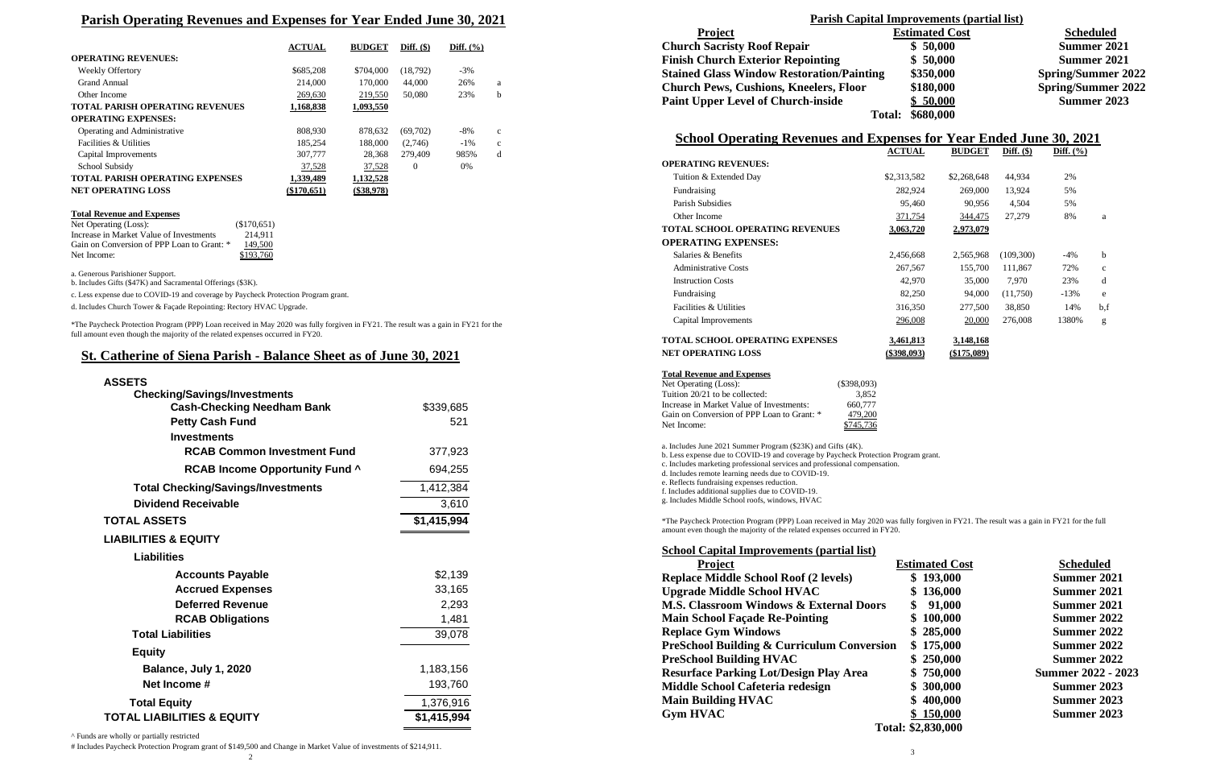## Parish Operating Revenues and Expenses for Year Ended June 30, 2021

| | ACTUAL | BUDGET | Diff. ($) | Diff. (%) | |
|---|---|---|---|---|---|
| **OPERATING REVENUES:** | | | | | |
| Weekly Offertory | $685,208 | $704,000 | (18,792) | -3% | |
| Grand Annual | 214,000 | 170,000 | 44,000 | 26% | a |
| Other Income | 269,630 | 219,550 | 50,080 | 23% | b |
| **TOTAL PARISH OPERATING REVENUES** | 1,168,838 | 1,093,550 | | | |
| **OPERATING EXPENSES:** | | | | | |
| Operating and Administrative | 808,930 | 878,632 | (69,702) | -8% | c |
| Facilities & Utilities | 185,254 | 188,000 | (2,746) | -1% | c |
| Capital Improvements | 307,777 | 28,368 | 279,409 | 985% | d |
| School Subsidy | 37,528 | 37,528 | 0 | 0% | |
| **TOTAL PARISH OPERATING EXPENSES** | 1,339,489 | 1,132,528 | | | |
| **NET OPERATING LOSS** | ($170,651) | ($38,978) | | | |

**Total Revenue and Expenses**

| | |
|---|---|
| Net Operating (Loss): | ($170,651) |
| Increase in Market Value of Investments | 214,911 |
| Gain on Conversion of PPP Loan to Grant: * | 149,500 |
| Net Income: | $193,760 |

a. Generous Parishioner Support.
b. Includes Gifts ($47K) and Sacramental Offerings ($3K).
c. Less expense due to COVID-19 and coverage by Paycheck Protection Program grant.
d. Includes Church Tower & Façade Repointing: Rectory HVAC Upgrade.

*The Paycheck Protection Program (PPP) Loan received in May 2020 was fully forgiven in FY21. The result was a gain in FY21 for the full amount even though the majority of the related expenses occurred in FY20.

## St. Catherine of Siena Parish - Balance Sheet as of June 30, 2021

| | |
|---|---|
| **ASSETS** | |
| **Checking/Savings/Investments** | |
| **Cash-Checking Needham Bank** | $339,685 |
| **Petty Cash Fund** | 521 |
| **Investments** | |
| **RCAB Common Investment Fund** | 377,923 |
| **RCAB Income Opportunity Fund ^** | 694,255 |
| **Total Checking/Savings/Investments** | 1,412,384 |
| **Dividend Receivable** | 3,610 |
| **TOTAL ASSETS** | $1,415,994 |
| **LIABILITIES & EQUITY** | |
| **Liabilities** | |
| **Accounts Payable** | $2,139 |
| **Accrued Expenses** | 33,165 |
| **Deferred Revenue** | 2,293 |
| **RCAB Obligations** | 1,481 |
| **Total Liabilities** | 39,078 |
| **Equity** | |
| **Balance, July 1, 2020** | 1,183,156 |
| **Net Income #** | 193,760 |
| **Total Equity** | 1,376,916 |
| **TOTAL LIABILITIES & EQUITY** | $1,415,994 |

^ Funds are wholly or partially restricted
# Includes Paycheck Protection Program grant of $149,500 and Change in Market Value of investments of $214,911.

## Parish Capital Improvements (partial list)

| Project | Estimated Cost | Scheduled |
|---|---|---|
| **Church Sacristy Roof Repair** | $ 50,000 | Summer 2021 |
| **Finish Church Exterior Repointing** | $ 50,000 | Summer 2021 |
| **Stained Glass Window Restoration/Painting** | $350,000 | Spring/Summer 2022 |
| **Church Pews, Cushions, Kneelers, Floor** | $180,000 | Spring/Summer 2022 |
| **Paint Upper Level of Church-inside** | $ 50,000 | Summer 2023 |
| **Total:** | $680,000 | |

## School Operating Revenues and Expenses for Year Ended June 30, 2021

| | ACTUAL | BUDGET | Diff. ($) | Diff. (%) | |
|---|---|---|---|---|---|
| **OPERATING REVENUES:** | | | | | |
| Tuition & Extended Day | $2,313,582 | $2,268,648 | 44,934 | 2% | |
| Fundraising | 282,924 | 269,000 | 13,924 | 5% | |
| Parish Subsidies | 95,460 | 90,956 | 4,504 | 5% | |
| Other Income | 371,754 | 344,475 | 27,279 | 8% | a |
| **TOTAL SCHOOL OPERATING REVENUES** | 3,063,720 | 2,973,079 | | | |
| **OPERATING EXPENSES:** | | | | | |
| Salaries & Benefits | 2,456,668 | 2,565,968 | (109,300) | -4% | b |
| Administrative Costs | 267,567 | 155,700 | 111,867 | 72% | c |
| Instruction Costs | 42,970 | 35,000 | 7,970 | 23% | d |
| Fundraising | 82,250 | 94,000 | (11,750) | -13% | e |
| Facilities & Utilities | 316,350 | 277,500 | 38,850 | 14% | b,f |
| Capital Improvements | 296,008 | 20,000 | 276,008 | 1380% | g |
| **TOTAL SCHOOL OPERATING EXPENSES** | 3,461,813 | 3,148,168 | | | |
| **NET OPERATING LOSS** | ($398,093) | ($175,089) | | | |

**Total Revenue and Expenses**

| | |
|---|---|
| Net Operating (Loss): | ($398,093) |
| Tuition 20/21 to be collected: | 3,852 |
| Increase in Market Value of Investments: | 660,777 |
| Gain on Conversion of PPP Loan to Grant: * | 479,200 |
| Net Income: | $745,736 |

a. Includes June 2021 Summer Program ($23K) and Gifts (4K).
b. Less expense due to COVID-19 and coverage by Paycheck Protection Program grant.
c. Includes marketing professional services and professional compensation.
d. Includes remote learning needs due to COVID-19.
e. Reflects fundraising expenses reduction.
f. Includes additional supplies due to COVID-19.
g. Includes Middle School roofs, windows, HVAC

*The Paycheck Protection Program (PPP) Loan received in May 2020 was fully forgiven in FY21. The result was a gain in FY21 for the full amount even though the majority of the related expenses occurred in FY20.

## School Capital Improvements (partial list)

| Project | Estimated Cost | Scheduled |
|---|---|---|
| **Replace Middle School Roof (2 levels)** | $ 193,000 | Summer 2021 |
| **Upgrade Middle School HVAC** | $ 136,000 | Summer 2021 |
| **M.S. Classroom Windows & External Doors** | $ 91,000 | Summer 2021 |
| **Main School Façade Re-Pointing** | $ 100,000 | Summer 2022 |
| **Replace Gym Windows** | $ 285,000 | Summer 2022 |
| **PreSchool Building & Curriculum Conversion** | $ 175,000 | Summer 2022 |
| **PreSchool Building HVAC** | $ 250,000 | Summer 2022 |
| **Resurface Parking Lot/Design Play Area** | $ 750,000 | Summer 2022 - 2023 |
| **Middle School Cafeteria redesign** | $ 300,000 | Summer 2023 |
| **Main Building HVAC** | $ 400,000 | Summer 2023 |
| **Gym HVAC** | $ 150,000 | Summer 2023 |
| | **Total: $2,830,000** | |